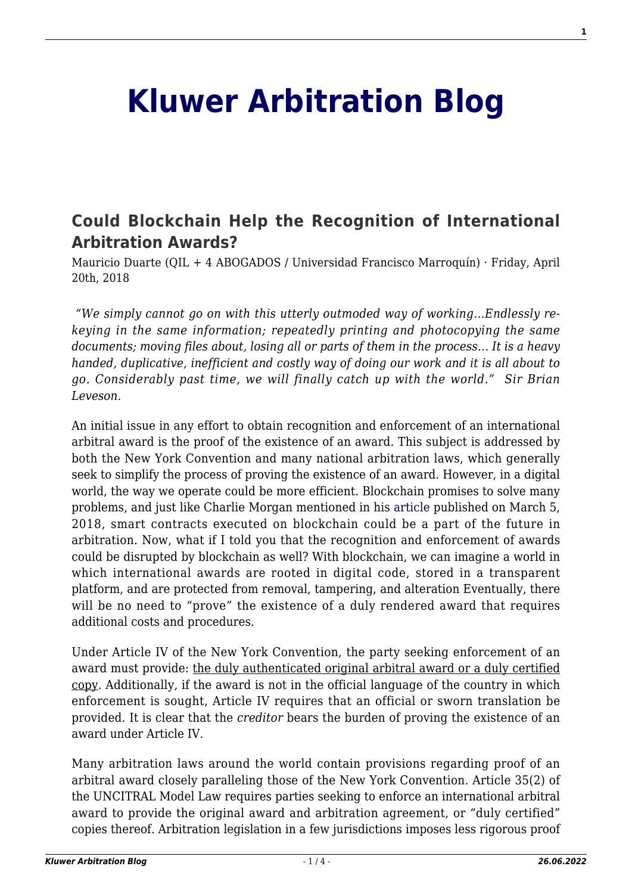# Kluwer Arbitration Blog

## Could Blockchain Help the Recognition of International Arbitration Awards?

Mauricio Duarte (QIL + 4 ABOGADOS / Universidad Francisco Marroquín) · Friday, April 20th, 2018

*"We simply cannot go on with this utterly outmoded way of working…Endlessly re-keying in the same information; repeatedly printing and photocopying the same documents; moving files about, losing all or parts of them in the process… It is a heavy handed, duplicative, inefficient and costly way of doing our work and it is all about to go. Considerably past time, we will finally catch up with the world." Sir Brian Leveson.*

An initial issue in any effort to obtain recognition and enforcement of an international arbitral award is the proof of the existence of an award. This subject is addressed by both the New York Convention and many national arbitration laws, which generally seek to simplify the process of proving the existence of an award. However, in a digital world, the way we operate could be more efficient. Blockchain promises to solve many problems, and just like Charlie Morgan mentioned in his article published on March 5, 2018, smart contracts executed on blockchain could be a part of the future in arbitration. Now, what if I told you that the recognition and enforcement of awards could be disrupted by blockchain as well? With blockchain, we can imagine a world in which international awards are rooted in digital code, stored in a transparent platform, and are protected from removal, tampering, and alteration Eventually, there will be no need to "prove" the existence of a duly rendered award that requires additional costs and procedures.

Under Article IV of the New York Convention, the party seeking enforcement of an award must provide: the duly authenticated original arbitral award or a duly certified copy. Additionally, if the award is not in the official language of the country in which enforcement is sought, Article IV requires that an official or sworn translation be provided. It is clear that the *creditor* bears the burden of proving the existence of an award under Article IV.

Many arbitration laws around the world contain provisions regarding proof of an arbitral award closely paralleling those of the New York Convention. Article 35(2) of the UNCITRAL Model Law requires parties seeking to enforce an international arbitral award to provide the original award and arbitration agreement, or "duly certified" copies thereof. Arbitration legislation in a few jurisdictions imposes less rigorous proof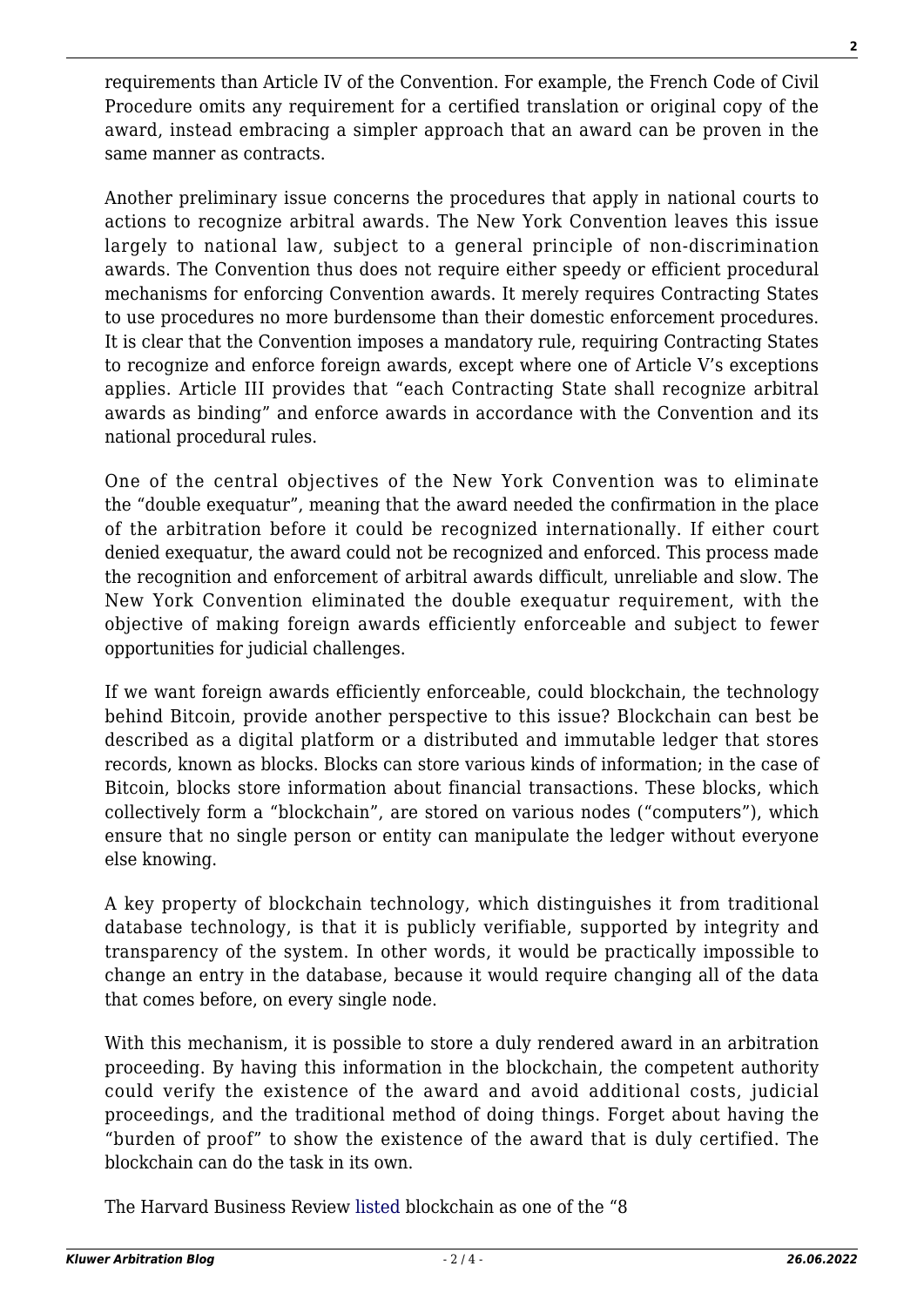requirements than Article IV of the Convention. For example, the French Code of Civil Procedure omits any requirement for a certified translation or original copy of the award, instead embracing a simpler approach that an award can be proven in the same manner as contracts.

Another preliminary issue concerns the procedures that apply in national courts to actions to recognize arbitral awards. The New York Convention leaves this issue largely to national law, subject to a general principle of non-discrimination awards. The Convention thus does not require either speedy or efficient procedural mechanisms for enforcing Convention awards. It merely requires Contracting States to use procedures no more burdensome than their domestic enforcement procedures. It is clear that the Convention imposes a mandatory rule, requiring Contracting States to recognize and enforce foreign awards, except where one of Article V's exceptions applies. Article III provides that "each Contracting State shall recognize arbitral awards as binding" and enforce awards in accordance with the Convention and its national procedural rules.

One of the central objectives of the New York Convention was to eliminate the "double exequatur", meaning that the award needed the confirmation in the place of the arbitration before it could be recognized internationally. If either court denied exequatur, the award could not be recognized and enforced. This process made the recognition and enforcement of arbitral awards difficult, unreliable and slow. The New York Convention eliminated the double exequatur requirement, with the objective of making foreign awards efficiently enforceable and subject to fewer opportunities for judicial challenges.

If we want foreign awards efficiently enforceable, could blockchain, the technology behind Bitcoin, provide another perspective to this issue? Blockchain can best be described as a digital platform or a distributed and immutable ledger that stores records, known as blocks. Blocks can store various kinds of information; in the case of Bitcoin, blocks store information about financial transactions. These blocks, which collectively form a "blockchain", are stored on various nodes ("computers"), which ensure that no single person or entity can manipulate the ledger without everyone else knowing.

A key property of blockchain technology, which distinguishes it from traditional database technology, is that it is publicly verifiable, supported by integrity and transparency of the system. In other words, it would be practically impossible to change an entry in the database, because it would require changing all of the data that comes before, on every single node.

With this mechanism, it is possible to store a duly rendered award in an arbitration proceeding. By having this information in the blockchain, the competent authority could verify the existence of the award and avoid additional costs, judicial proceedings, and the traditional method of doing things. Forget about having the "burden of proof" to show the existence of the award that is duly certified. The blockchain can do the task in its own.

The Harvard Business Review listed blockchain as one of the "8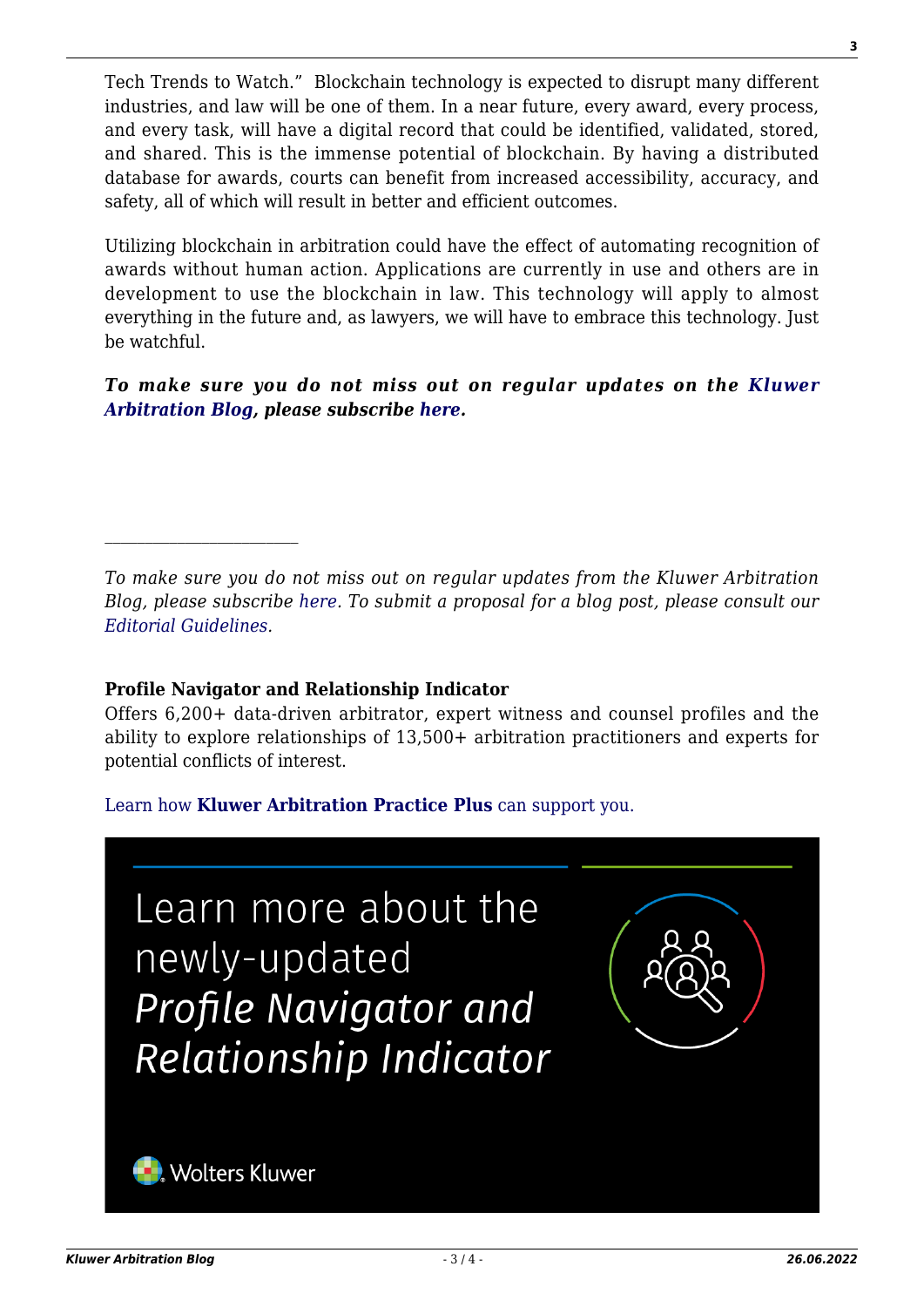Tech Trends to Watch." Blockchain technology is expected to disrupt many different industries, and law will be one of them. In a near future, every award, every process, and every task, will have a digital record that could be identified, validated, stored, and shared. This is the immense potential of blockchain. By having a distributed database for awards, courts can benefit from increased accessibility, accuracy, and safety, all of which will result in better and efficient outcomes.

Utilizing blockchain in arbitration could have the effect of automating recognition of awards without human action. Applications are currently in use and others are in development to use the blockchain in law. This technology will apply to almost everything in the future and, as lawyers, we will have to embrace this technology. Just be watchful.

***To make sure you do not miss out on regular updates on the Kluwer Arbitration Blog, please subscribe here.***

---

*To make sure you do not miss out on regular updates from the Kluwer Arbitration Blog, please subscribe here. To submit a proposal for a blog post, please consult our Editorial Guidelines.*

**Profile Navigator and Relationship Indicator**
Offers 6,200+ data-driven arbitrator, expert witness and counsel profiles and the ability to explore relationships of 13,500+ arbitration practitioners and experts for potential conflicts of interest.

Learn how **Kluwer Arbitration Practice Plus** can support you.

Learn more about the newly-updated *Profile Navigator and Relationship Indicator*

Wolters Kluwer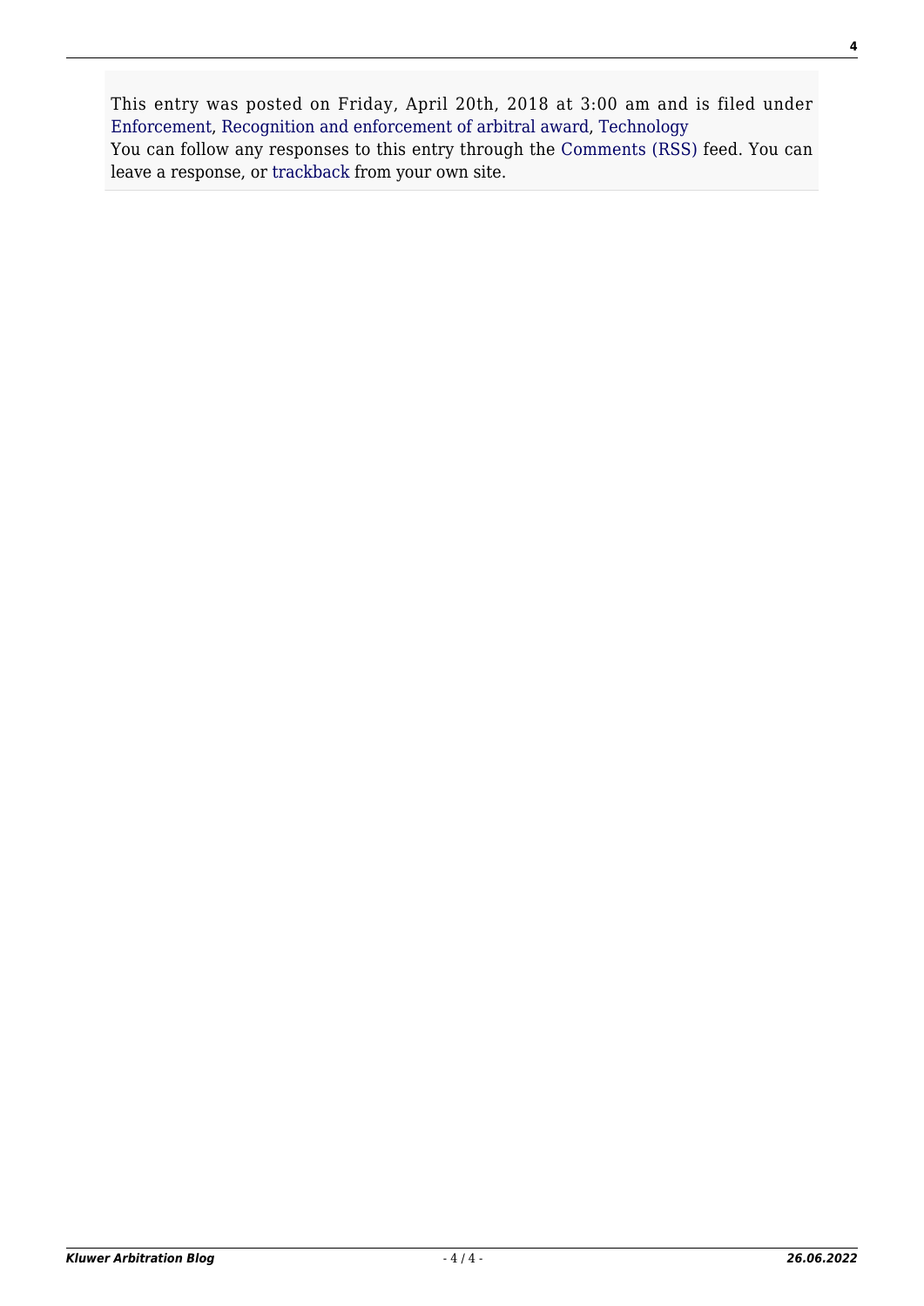This entry was posted on Friday, April 20th, 2018 at 3:00 am and is filed under Enforcement, Recognition and enforcement of arbitral award, Technology
You can follow any responses to this entry through the Comments (RSS) feed. You can leave a response, or trackback from your own site.